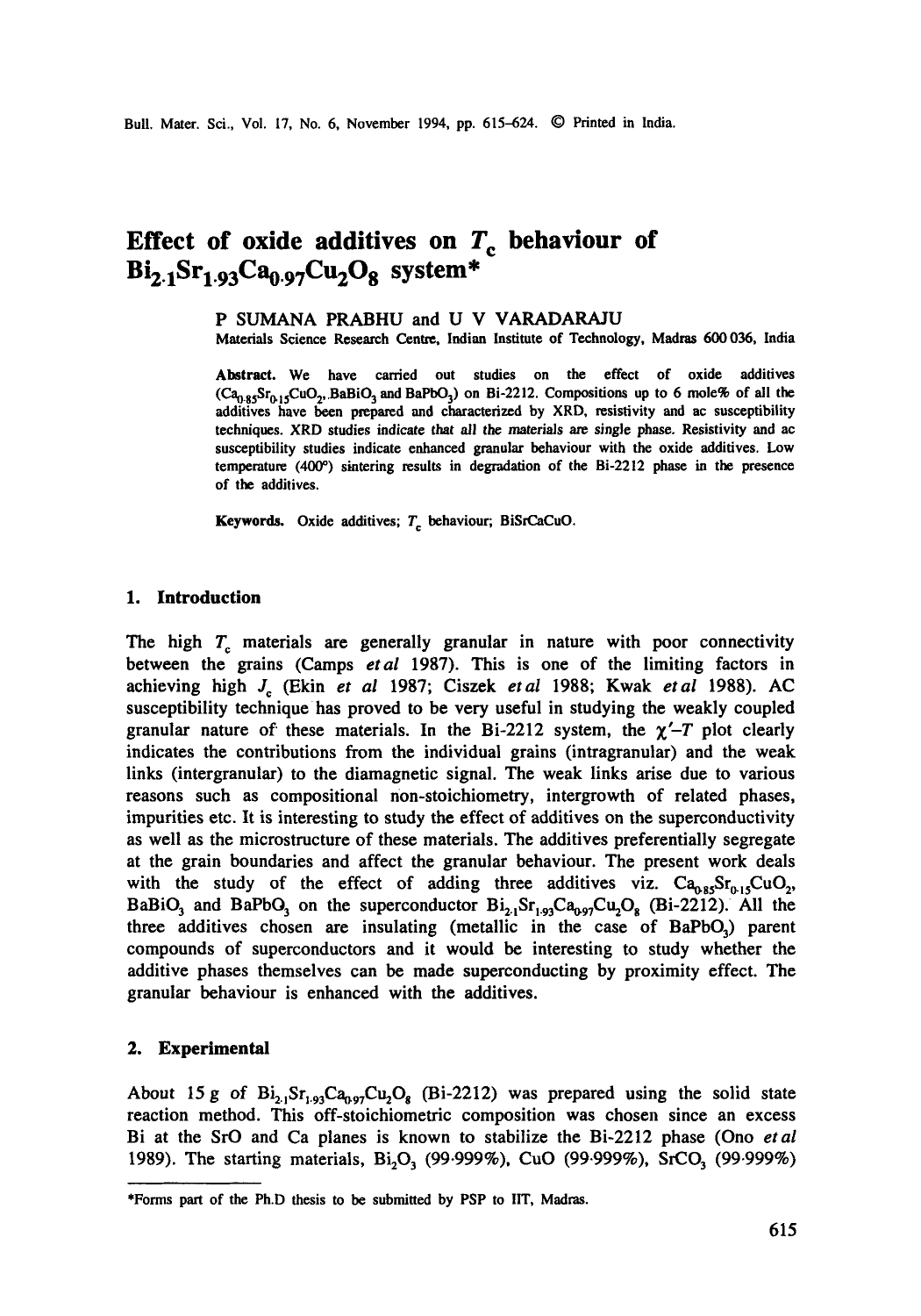# Effect of oxide additives on $T_c$ behaviour of $Bi_{2.1}Sr_{1.93}Ca_{0.97}Cu_2O_8$ system*

P SUMANA PRABHU and U V VARADARAJU

Materials Science Research Centre, Indian Institute of Technology, Madras 600 036, India

**Abstract.** We have carried out studies on the effect of oxide additives ($Ca_{0.85}Sr_{0.15}CuO_2$, $BaBiO_3$ and $BaPbO_3$) on Bi-2212. Compositions up to 6 mole% of all the additives have been prepared and characterized by XRD, resistivity and ac susceptibility techniques. XRD studies indicate that all the materials are single phase. Resistivity and ac susceptibility studies indicate enhanced granular behaviour with the oxide additives. Low temperature (400°) sintering results in degradation of the Bi-2212 phase in the presence of the additives.

**Keywords.** Oxide additives; $T_c$ behaviour; BiSrCaCuO.

## 1. Introduction

The high $T_c$ materials are generally granular in nature with poor connectivity between the grains (Camps *et al* 1987). This is one of the limiting factors in achieving high $J_c$ (Ekin *et al* 1987; Ciszek *et al* 1988; Kwak *et al* 1988). AC susceptibility technique has proved to be very useful in studying the weakly coupled granular nature of these materials. In the Bi-2212 system, the $\chi'$–$T$ plot clearly indicates the contributions from the individual grains (intragranular) and the weak links (intergranular) to the diamagnetic signal. The weak links arise due to various reasons such as compositional non-stoichiometry, intergrowth of related phases, impurities etc. It is interesting to study the effect of additives on the superconductivity as well as the microstructure of these materials. The additives preferentially segregate at the grain boundaries and affect the granular behaviour. The present work deals with the study of the effect of adding three additives viz. $Ca_{0.85}Sr_{0.15}CuO_2$, $BaBiO_3$ and $BaPbO_3$ on the superconductor $Bi_{2.1}Sr_{1.93}Ca_{0.97}Cu_2O_8$ (Bi-2212). All the three additives chosen are insulating (metallic in the case of $BaPbO_3$) parent compounds of superconductors and it would be interesting to study whether the additive phases themselves can be made superconducting by proximity effect. The granular behaviour is enhanced with the additives.

## 2. Experimental

About 15 g of $Bi_{2.1}Sr_{1.93}Ca_{0.97}Cu_2O_8$ (Bi-2212) was prepared using the solid state reaction method. This off-stoichiometric composition was chosen since an excess Bi at the SrO and Ca planes is known to stabilize the Bi-2212 phase (Ono *et al* 1989). The starting materials, $Bi_2O_3$ (99·999%), CuO (99·999%), $SrCO_3$ (99·999%)

*Forms part of the Ph.D thesis to be submitted by PSP to IIT, Madras.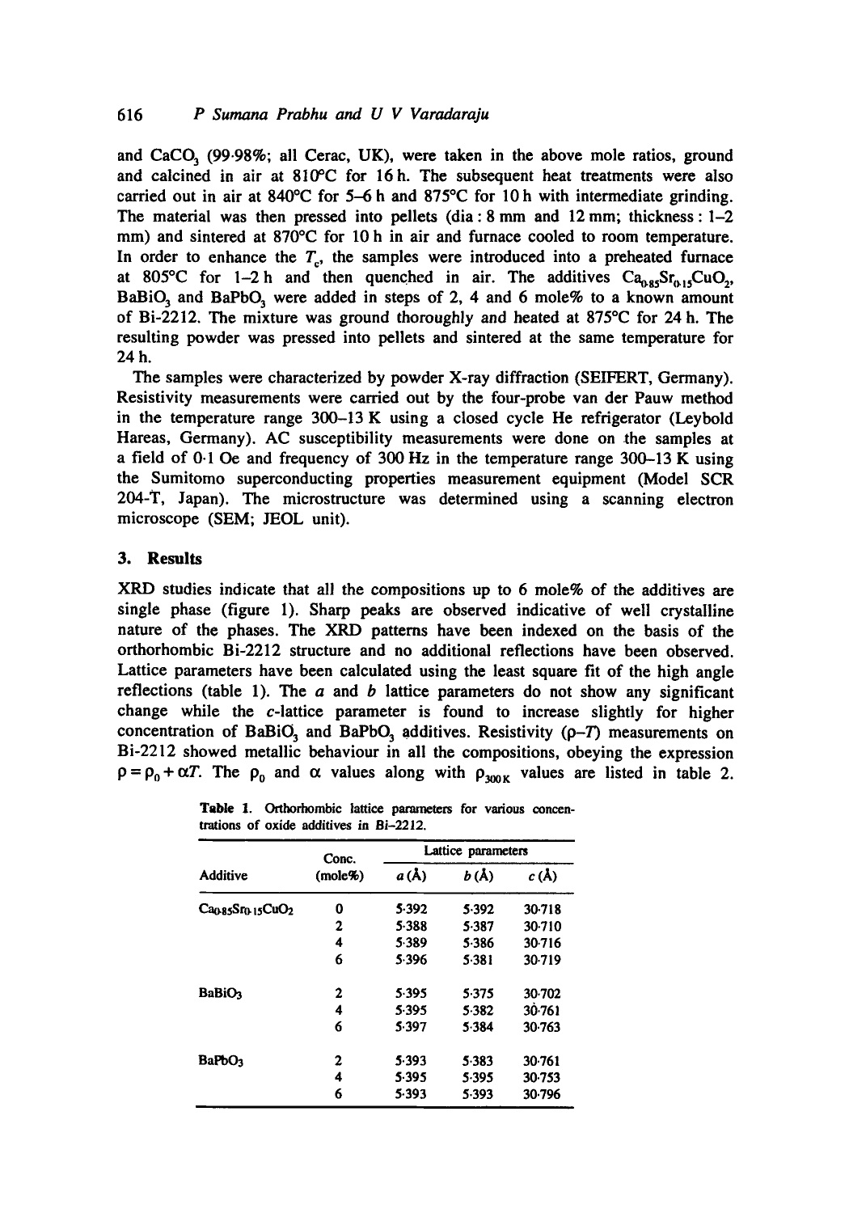and $CaCO_3$ (99·98%; all Cerac, UK), were taken in the above mole ratios, ground and calcined in air at 810°C for 16 h. The subsequent heat treatments were also carried out in air at 840°C for 5–6 h and 875°C for 10 h with intermediate grinding. The material was then pressed into pellets (dia : 8 mm and 12 mm; thickness : 1–2 mm) and sintered at 870°C for 10 h in air and furnace cooled to room temperature. In order to enhance the $T_c$, the samples were introduced into a preheated furnace at 805°C for 1–2 h and then quenched in air. The additives $Ca_{0.85}Sr_{0.15}CuO_2$, $BaBiO_3$ and $BaPbO_3$ were added in steps of 2, 4 and 6 mole% to a known amount of Bi-2212. The mixture was ground thoroughly and heated at 875°C for 24 h. The resulting powder was pressed into pellets and sintered at the same temperature for 24 h.

The samples were characterized by powder X-ray diffraction (SEIFERT, Germany). Resistivity measurements were carried out by the four-probe van der Pauw method in the temperature range 300–13 K using a closed cycle He refrigerator (Leybold Hareas, Germany). AC susceptibility measurements were done on the samples at a field of 0·1 Oe and frequency of 300 Hz in the temperature range 300–13 K using the Sumitomo superconducting properties measurement equipment (Model SCR 204-T, Japan). The microstructure was determined using a scanning electron microscope (SEM; JEOL unit).

## 3. Results

XRD studies indicate that all the compositions up to 6 mole% of the additives are single phase (figure 1). Sharp peaks are observed indicative of well crystalline nature of the phases. The XRD patterns have been indexed on the basis of the orthorhombic Bi-2212 structure and no additional reflections have been observed. Lattice parameters have been calculated using the least square fit of the high angle reflections (table 1). The *a* and *b* lattice parameters do not show any significant change while the *c*-lattice parameter is found to increase slightly for higher concentration of $BaBiO_3$ and $BaPbO_3$ additives. Resistivity ($\rho$–$T$) measurements on Bi-2212 showed metallic behaviour in all the compositions, obeying the expression $\rho = \rho_0 + \alpha T$. The $\rho_0$ and $\alpha$ values along with $\rho_{300\,K}$ values are listed in table 2.

**Table 1.** Orthorhombic lattice parameters for various concentrations of oxide additives in Bi-2212.

| Additive | Conc. (mole%) | Lattice parameters | | |
|---|---|---|---|---|
| | | $a$ (Å) | $b$ (Å) | $c$ (Å) |
| $Ca_{0.85}Sr_{0.15}CuO_2$ | 0 | 5·392 | 5·392 | 30·718 |
| | 2 | 5·388 | 5·387 | 30·710 |
| | 4 | 5·389 | 5·386 | 30·716 |
| | 6 | 5·396 | 5·381 | 30·719 |
| $BaBiO_3$ | 2 | 5·395 | 5·375 | 30·702 |
| | 4 | 5·395 | 5·382 | 30·761 |
| | 6 | 5·397 | 5·384 | 30·763 |
| $BaPbO_3$ | 2 | 5·393 | 5·383 | 30·761 |
| | 4 | 5·395 | 5·395 | 30·753 |
| | 6 | 5·393 | 5·393 | 30·796 |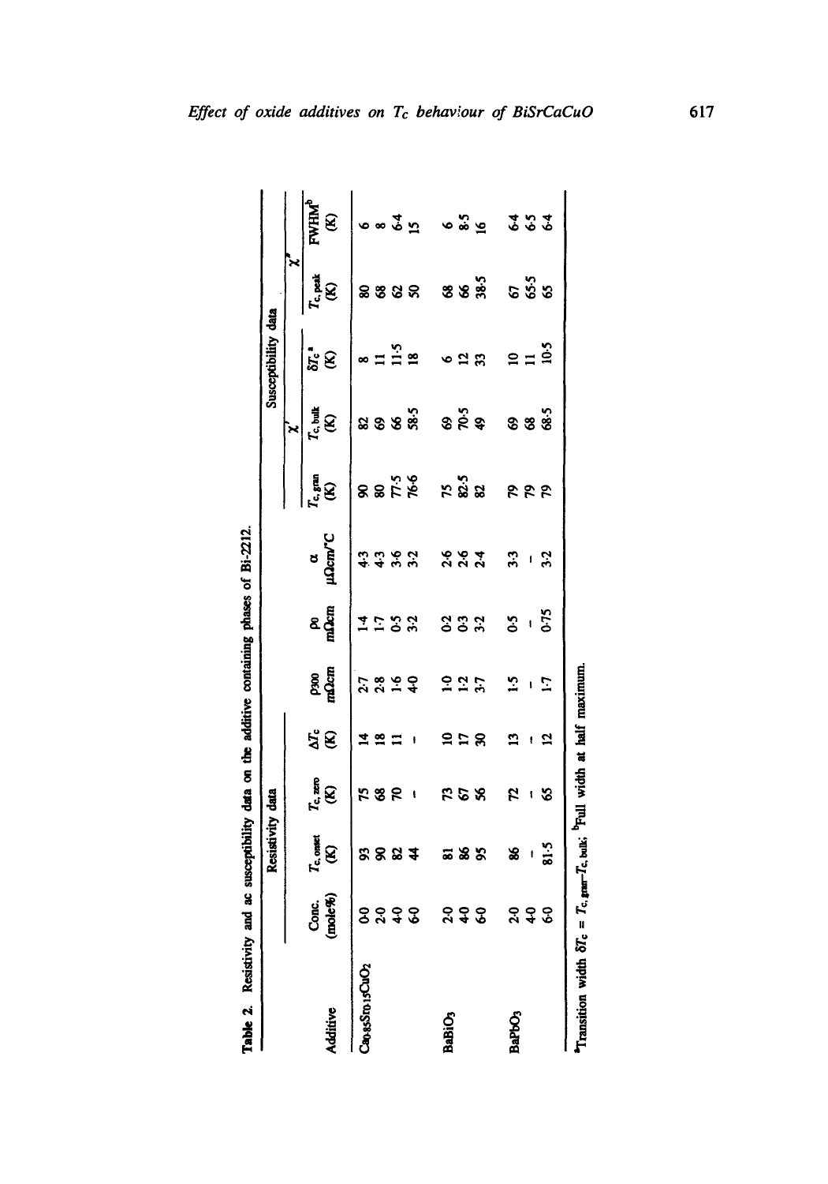**Table 2.** Resistivity and ac susceptibility data on the additive containing phases of Bi-2212.

| | | Resistivity data | | | | | | Susceptibility data | | | | |
|---|---|---|---|---|---|---|---|---|---|---|---|---|
| | | | | | | | | $\chi'$ | | | $\chi''$ | |
| Additive | Conc. (mole%) | $T_{c,\,onset}$ (K) | $T_{c,\,zero}$ (K) | $\Delta T_c$ (K) | $\rho_{300}$ m$\Omega$cm | $\rho_0$ m$\Omega$cm | $\alpha$ $\mu\Omega$cm/°C | $T_{c,\,gran}$ (K) | $T_{c,\,bulk}$ (K) | $\delta T_c$[a] (K) | $T_{c,\,peak}$ (K) | FWHM[b] (K) |
| $Ca_{0.85}Sr_{0.15}CuO_2$ | 0·0 | 93 | 75 | 14 | 2·7 | 1·4 | 4·3 | 90 | 82 | 8 | 80 | 6 |
| | 2·0 | 90 | 68 | 18 | 2·8 | 1·7 | 4·3 | 80 | 69 | 11 | 68 | 8 |
| | 4·0 | 82 | 70 | 11 | 1·6 | 0·5 | 3·6 | 77·5 | 66 | 11·5 | 62 | 6·4 |
| | 6·0 | 44 | – | – | 4·0 | 3·2 | 3·2 | 76·6 | 58·5 | 18 | 50 | 15 |
| $BaBiO_3$ | 2·0 | 81 | 73 | 10 | 1·0 | 0·2 | 2·6 | 75 | 69 | 6 | 68 | 6 |
| | 4·0 | 86 | 67 | 17 | 1·2 | 0·3 | 2·6 | 82·5 | 70·5 | 12 | 66 | 8·5 |
| | 6·0 | 95 | 56 | 30 | 3·7 | 3·2 | 2·4 | 82 | 49 | 33 | 38·5 | 16 |
| $BaPbO_3$ | 2·0 | 86 | 72 | 13 | 1·5 | 0·5 | 3·3 | 79 | 69 | 10 | 67 | 6·4 |
| | 4·0 | – | – | – | – | – | – | 79 | 68 | 11 | 65·5 | 6·5 |
| | 6·0 | 81·5 | 65 | 12 | 1·7 | 0·75 | 3·2 | 79 | 68·5 | 10·5 | 65 | 6·4 |

[a]Transition width $\delta T_c = T_{c,\,gran} - T_{c,\,bulk}$; [b]Full width at half maximum.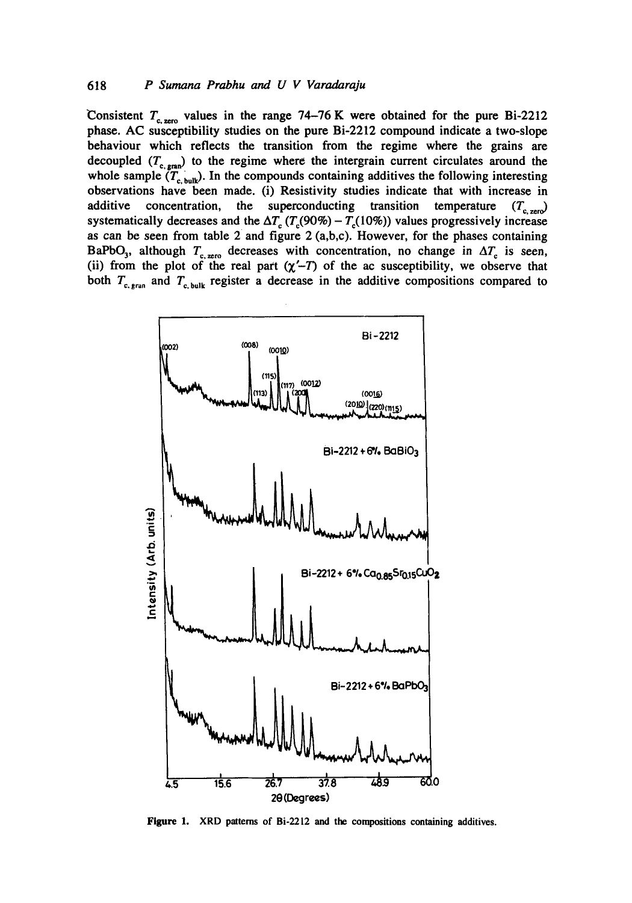Consistent $T_{c,\,zero}$ values in the range 74–76 K were obtained for the pure Bi-2212 phase. AC susceptibility studies on the pure Bi-2212 compound indicate a two-slope behaviour which reflects the transition from the regime where the grains are decoupled ($T_{c,\,gran}$) to the regime where the intergrain current circulates around the whole sample ($T_{c,\,bulk}$). In the compounds containing additives the following interesting observations have been made. (i) Resistivity studies indicate that with increase in additive concentration, the superconducting transition temperature ($T_{c,\,zero}$) systematically decreases and the $\Delta T_c$ ($T_c(90\%) - T_c(10\%)$) values progressively increase as can be seen from table 2 and figure 2 (a,b,c). However, for the phases containing $BaPbO_3$, although $T_{c,\,zero}$ decreases with concentration, no change in $\Delta T_c$ is seen, (ii) from the plot of the real part ($\chi'$–$T$) of the ac susceptibility, we observe that both $T_{c,\,gran}$ and $T_{c,\,bulk}$ register a decrease in the additive compositions compared to

**Figure 1.** XRD patterns of Bi-2212 and the compositions containing additives.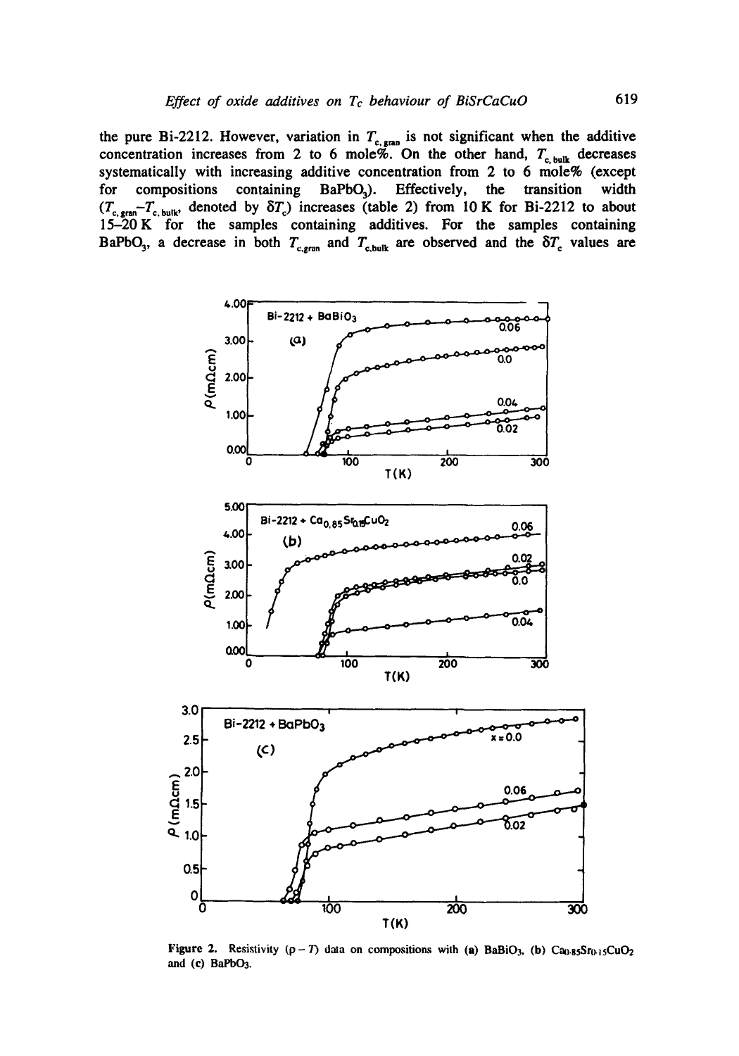the pure Bi-2212. However, variation in $T_{c,\text{gran}}$ is not significant when the additive concentration increases from 2 to 6 mole%. On the other hand, $T_{c,\text{bulk}}$ decreases systematically with increasing additive concentration from 2 to 6 mole% (except for compositions containing $BaPbO_3$). Effectively, the transition width ($T_{c,\text{gran}}-T_{c,\text{bulk}}$, denoted by $\delta T_c$) increases (table 2) from 10 K for Bi-2212 to about 15–20 K for the samples containing additives. For the samples containing $BaPbO_3$, a decrease in both $T_{c,\text{gran}}$ and $T_{c,\text{bulk}}$ are observed and the $\delta T_c$ values are

**Figure 2.** Resistivity ($\rho - T$) data on compositions with (a) $BaBiO_3$, (b) $Ca_{0.85}Sr_{0.15}CuO_2$ and (c) $BaPbO_3$.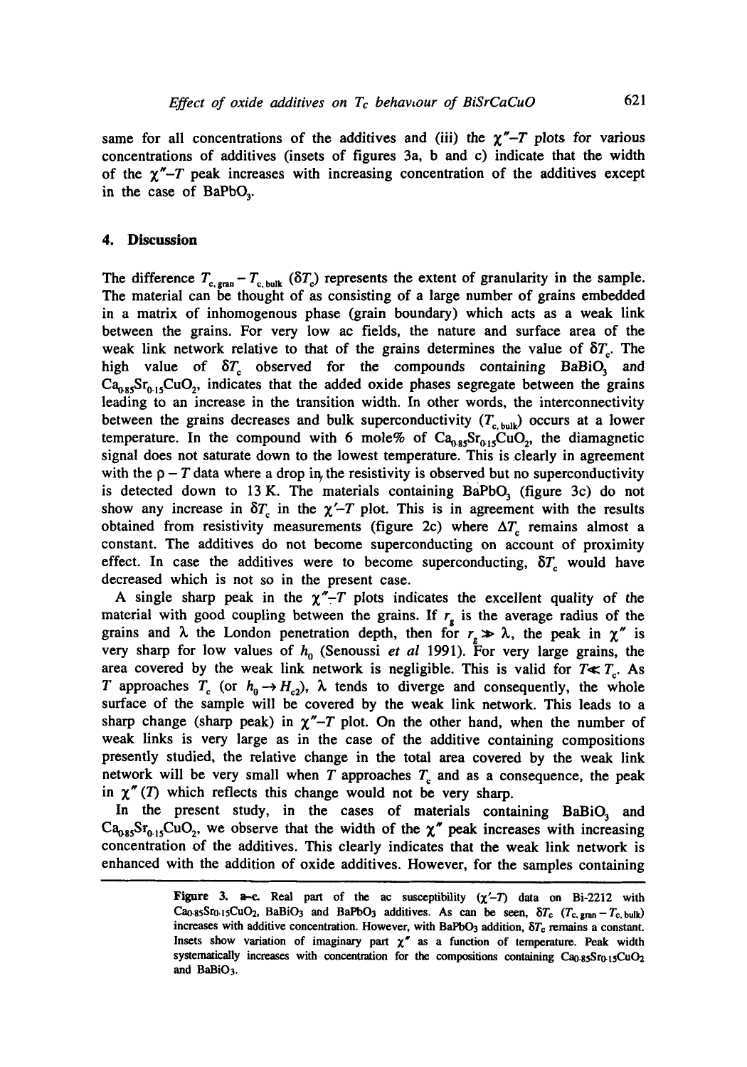same for all concentrations of the additives and (iii) the $\chi''$–$T$ plots for various concentrations of additives (insets of figures 3a, b and c) indicate that the width of the $\chi''$–$T$ peak increases with increasing concentration of the additives except in the case of $BaPbO_3$.

## 4. Discussion

The difference $T_{c,\text{gran}} - T_{c,\text{bulk}}$ ($\delta T_c$) represents the extent of granularity in the sample. The material can be thought of as consisting of a large number of grains embedded in a matrix of inhomogenous phase (grain boundary) which acts as a weak link between the grains. For very low ac fields, the nature and surface area of the weak link network relative to that of the grains determines the value of $\delta T_c$. The high value of $\delta T_c$ observed for the compounds containing $BaBiO_3$ and $Ca_{0.85}Sr_{0.15}CuO_2$, indicates that the added oxide phases segregate between the grains leading to an increase in the transition width. In other words, the interconnectivity between the grains decreases and bulk superconductivity ($T_{c,\text{bulk}}$) occurs at a lower temperature. In the compound with 6 mole% of $Ca_{0.85}Sr_{0.15}CuO_2$, the diamagnetic signal does not saturate down to the lowest temperature. This is clearly in agreement with the $\rho - T$ data where a drop in the resistivity is observed but no superconductivity is detected down to 13 K. The materials containing $BaPbO_3$ (figure 3c) do not show any increase in $\delta T_c$ in the $\chi'$–$T$ plot. This is in agreement with the results obtained from resistivity measurements (figure 2c) where $\Delta T_c$ remains almost a constant. The additives do not become superconducting on account of proximity effect. In case the additives were to become superconducting, $\delta T_c$ would have decreased which is not so in the present case.

A single sharp peak in the $\chi''$–$T$ plots indicates the excellent quality of the material with good coupling between the grains. If $r_g$ is the average radius of the grains and $\lambda$ the London penetration depth, then for $r_g \gg \lambda$, the peak in $\chi''$ is very sharp for low values of $h_0$ (Senoussi *et al* 1991). For very large grains, the area covered by the weak link network is negligible. This is valid for $T \ll T_c$. As $T$ approaches $T_c$ (or $h_0 \to H_{c2}$), $\lambda$ tends to diverge and consequently, the whole surface of the sample will be covered by the weak link network. This leads to a sharp change (sharp peak) in $\chi''$–$T$ plot. On the other hand, when the number of weak links is very large as in the case of the additive containing compositions presently studied, the relative change in the total area covered by the weak link network will be very small when $T$ approaches $T_c$ and as a consequence, the peak in $\chi''(T)$ which reflects this change would not be very sharp.

In the present study, in the cases of materials containing $BaBiO_3$ and $Ca_{0.85}Sr_{0.15}CuO_2$, we observe that the width of the $\chi''$ peak increases with increasing concentration of the additives. This clearly indicates that the weak link network is enhanced with the addition of oxide additives. However, for the samples containing

**Figure 3.** a–c. Real part of the ac susceptibility ($\chi'$–$T$) data on Bi-2212 with $Ca_{0.85}Sr_{0.15}CuO_2$, $BaBiO_3$ and $BaPbO_3$ additives. As can be seen, $\delta T_c$ ($T_{c,\text{gran}} - T_{c,\text{bulk}}$) increases with additive concentration. However, with $BaPbO_3$ addition, $\delta T_c$ remains a constant. Insets show variation of imaginary part $\chi''$ as a function of temperature. Peak width systematically increases with concentration for the compositions containing $Ca_{0.85}Sr_{0.15}CuO_2$ and $BaBiO_3$.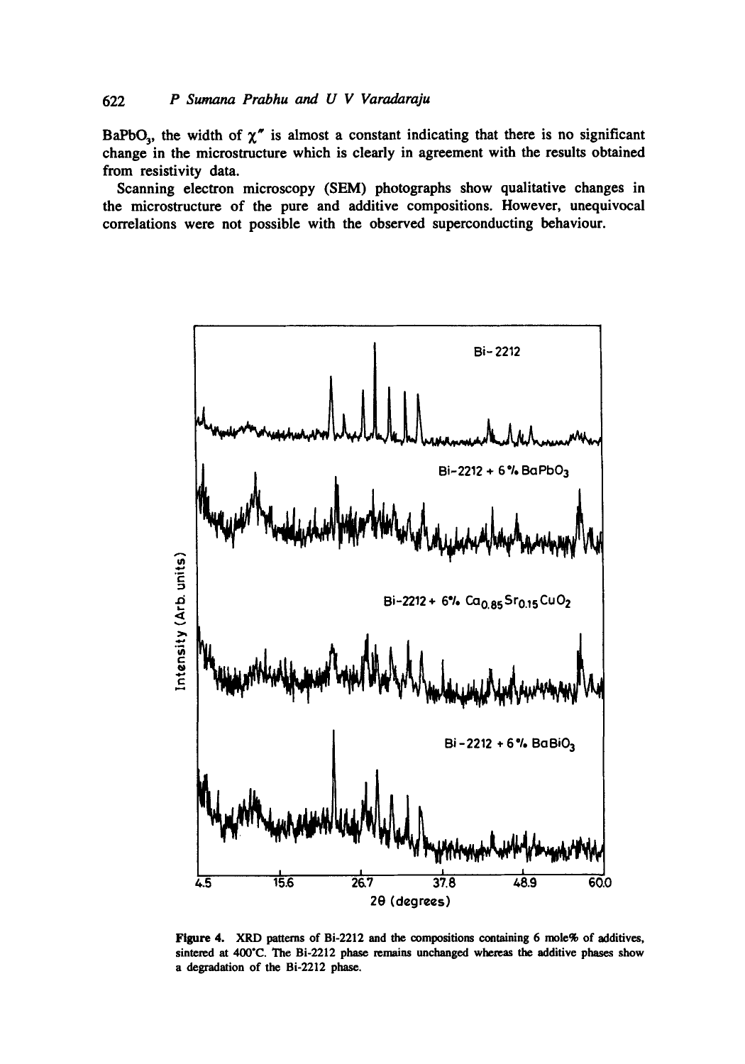$BaPbO_3$, the width of $\chi''$ is almost a constant indicating that there is no significant change in the microstructure which is clearly in agreement with the results obtained from resistivity data.

Scanning electron microscopy (SEM) photographs show qualitative changes in the microstructure of the pure and additive compositions. However, unequivocal correlations were not possible with the observed superconducting behaviour.

**Figure 4.** XRD patterns of Bi-2212 and the compositions containing 6 mole% of additives, sintered at 400°C. The Bi-2212 phase remains unchanged whereas the additive phases show a degradation of the Bi-2212 phase.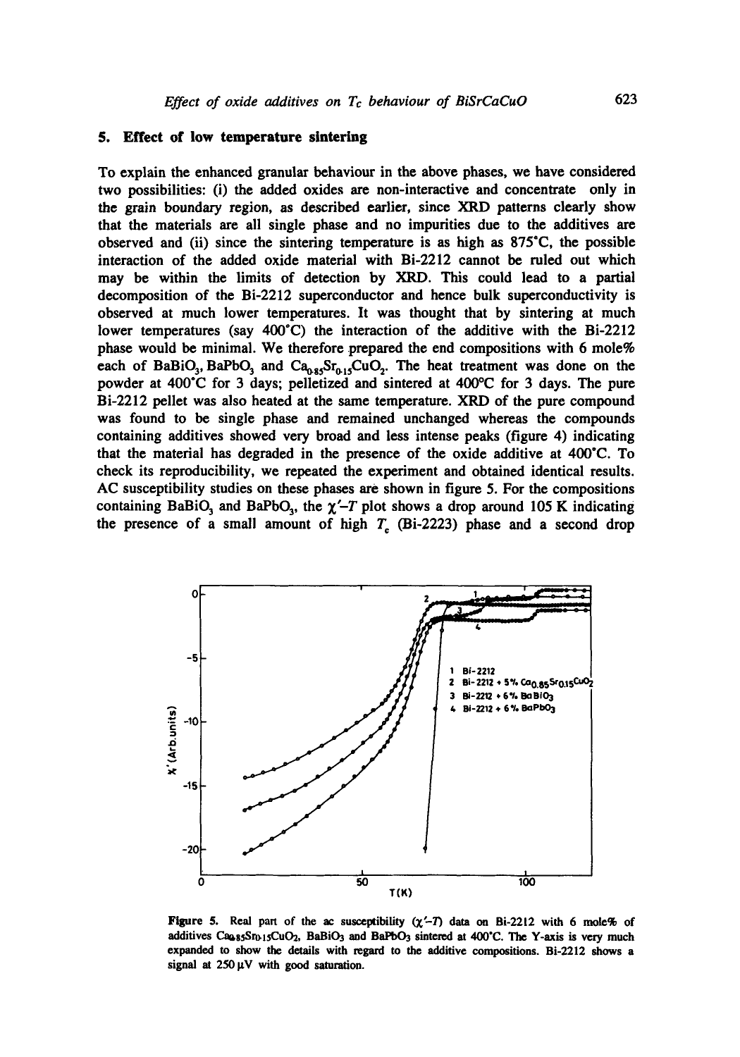## 5. Effect of low temperature sintering

To explain the enhanced granular behaviour in the above phases, we have considered two possibilities: (i) the added oxides are non-interactive and concentrate only in the grain boundary region, as described earlier, since XRD patterns clearly show that the materials are all single phase and no impurities due to the additives are observed and (ii) since the sintering temperature is as high as 875°C, the possible interaction of the added oxide material with Bi-2212 cannot be ruled out which may be within the limits of detection by XRD. This could lead to a partial decomposition of the Bi-2212 superconductor and hence bulk superconductivity is observed at much lower temperatures. It was thought that by sintering at much lower temperatures (say 400°C) the interaction of the additive with the Bi-2212 phase would be minimal. We therefore prepared the end compositions with 6 mole% each of $BaBiO_3$, $BaPbO_3$ and $Ca_{0.85}Sr_{0.15}CuO_2$. The heat treatment was done on the powder at 400°C for 3 days; pelletized and sintered at 400°C for 3 days. The pure Bi-2212 pellet was also heated at the same temperature. XRD of the pure compound was found to be single phase and remained unchanged whereas the compounds containing additives showed very broad and less intense peaks (figure 4) indicating that the material has degraded in the presence of the oxide additive at 400°C. To check its reproducibility, we repeated the experiment and obtained identical results. AC susceptibility studies on these phases are shown in figure 5. For the compositions containing $BaBiO_3$ and $BaPbO_3$, the $\chi'$–$T$ plot shows a drop around 105 K indicating the presence of a small amount of high $T_c$ (Bi-2223) phase and a second drop

**Figure 5.** Real part of the ac susceptibility ($\chi'$–$T$) data on Bi-2212 with 6 mole% of additives $Ca_{0.85}Sr_{0.15}CuO_2$, $BaBiO_3$ and $BaPbO_3$ sintered at 400°C. The Y-axis is very much expanded to show the details with regard to the additive compositions. Bi-2212 shows a signal at 250 μV with good saturation.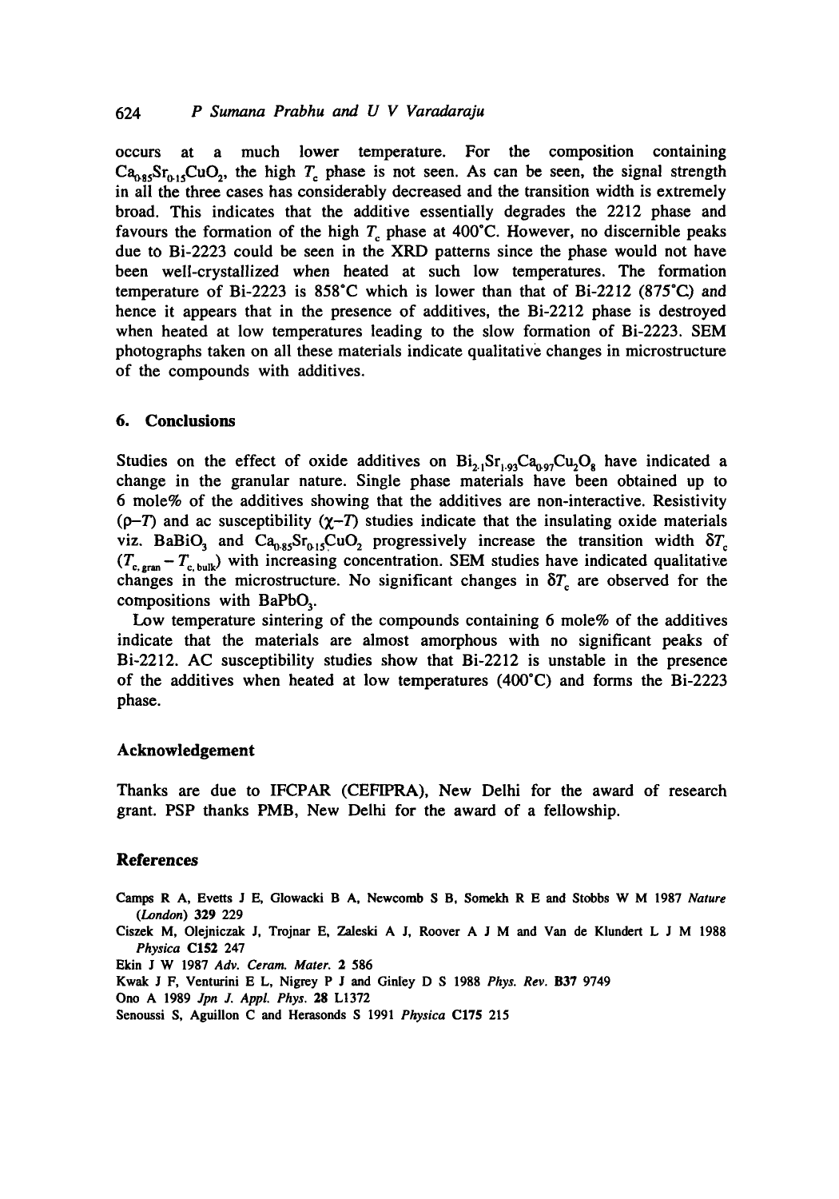occurs at a much lower temperature. For the composition containing $Ca_{0.85}Sr_{0.15}CuO_2$, the high $T_c$ phase is not seen. As can be seen, the signal strength in all the three cases has considerably decreased and the transition width is extremely broad. This indicates that the additive essentially degrades the 2212 phase and favours the formation of the high $T_c$ phase at 400°C. However, no discernible peaks due to Bi-2223 could be seen in the XRD patterns since the phase would not have been well-crystallized when heated at such low temperatures. The formation temperature of Bi-2223 is 858°C which is lower than that of Bi-2212 (875°C) and hence it appears that in the presence of additives, the Bi-2212 phase is destroyed when heated at low temperatures leading to the slow formation of Bi-2223. SEM photographs taken on all these materials indicate qualitative changes in microstructure of the compounds with additives.

## 6. Conclusions

Studies on the effect of oxide additives on $Bi_{2.1}Sr_{1.93}Ca_{0.97}Cu_2O_8$ have indicated a change in the granular nature. Single phase materials have been obtained up to 6 mole% of the additives showing that the additives are non-interactive. Resistivity ($\rho$–$T$) and ac susceptibility ($\chi$–$T$) studies indicate that the insulating oxide materials viz. $BaBiO_3$ and $Ca_{0.85}Sr_{0.15}CuO_2$ progressively increase the transition width $\delta T_c$ ($T_{c,\,gran} - T_{c,\,bulk}$) with increasing concentration. SEM studies have indicated qualitative changes in the microstructure. No significant changes in $\delta T_c$ are observed for the compositions with $BaPbO_3$.

Low temperature sintering of the compounds containing 6 mole% of the additives indicate that the materials are almost amorphous with no significant peaks of Bi-2212. AC susceptibility studies show that Bi-2212 is unstable in the presence of the additives when heated at low temperatures (400°C) and forms the Bi-2223 phase.

## Acknowledgement

Thanks are due to IFCPAR (CEFIPRA), New Delhi for the award of research grant. PSP thanks PMB, New Delhi for the award of a fellowship.

## References

Camps R A, Evetts J E, Glowacki B A, Newcomb S B, Somekh R E and Stobbs W M 1987 *Nature (London)* **329** 229

Ciszek M, Olejniczak J, Trojnar E, Zaleski A J, Roover A J M and Van de Klundert L J M 1988 *Physica* **C152** 247

Ekin J W 1987 *Adv. Ceram. Mater.* **2** 586

Kwak J F, Venturini E L, Nigrey P J and Ginley D S 1988 *Phys. Rev.* **B37** 9749

Ono A 1989 *Jpn J. Appl. Phys.* **28** L1372

Senoussi S, Aguillon C and Herasonds S 1991 *Physica* **C175** 215